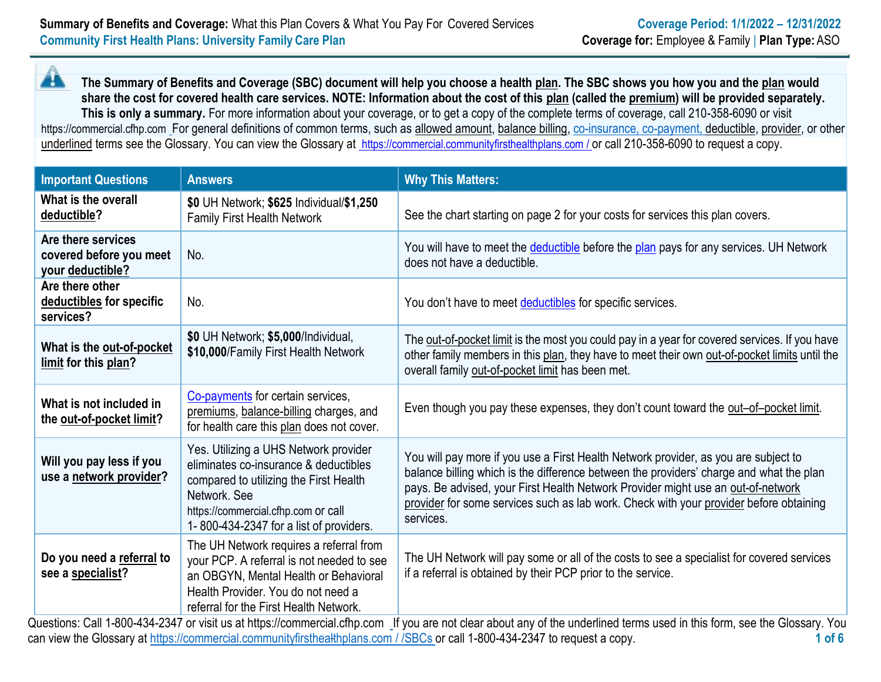**Summary of Benefits and Coverage:** What this Plan Covers & What You Pay For Covered Services
**Community First Health Plans: University Family Care Plan**

**Coverage Period: 1/1/2022 – 12/31/2022**
**Coverage for:** Employee & Family | **Plan Type:** ASO

**The Summary of Benefits and Coverage (SBC) document will help you choose a health plan. The SBC shows you how you and the plan would share the cost for covered health care services. NOTE: Information about the cost of this plan (called the premium) will be provided separately. This is only a summary.** For more information about your coverage, or to get a copy of the complete terms of coverage, call 210-358-6090 or visit https://commercial.cfhp.com For general definitions of common terms, such as allowed amount, balance billing, co-insurance, co-payment, deductible, provider, or other underlined terms see the Glossary. You can view the Glossary at https://commercial.communityfirsthealthplans.com / or call 210-358-6090 to request a copy.

| Important Questions | Answers | Why This Matters: |
|---|---|---|
| What is the overall deductible? | **$0** UH Network; **$625** Individual/**$1,250** Family First Health Network | See the chart starting on page 2 for your costs for services this plan covers. |
| Are there services covered before you meet your deductible? | No. | You will have to meet the deductible before the plan pays for any services. UH Network does not have a deductible. |
| Are there other deductibles for specific services? | No. | You don't have to meet deductibles for specific services. |
| What is the out-of-pocket limit for this plan? | **$0** UH Network; **$5,000**/Individual, **$10,000**/Family First Health Network | The out-of-pocket limit is the most you could pay in a year for covered services. If you have other family members in this plan, they have to meet their own out-of-pocket limits until the overall family out-of-pocket limit has been met. |
| What is not included in the out-of-pocket limit? | Co-payments for certain services, premiums, balance-billing charges, and for health care this plan does not cover. | Even though you pay these expenses, they don't count toward the out–of–pocket limit. |
| Will you pay less if you use a network provider? | Yes. Utilizing a UHS Network provider eliminates co-insurance & deductibles compared to utilizing the First Health Network. See https://commercial.cfhp.com or call 1- 800-434-2347 for a list of providers. | You will pay more if you use a First Health Network provider, as you are subject to balance billing which is the difference between the providers' charge and what the plan pays. Be advised, your First Health Network Provider might use an out-of-network provider for some services such as lab work. Check with your provider before obtaining services. |
| Do you need a referral to see a specialist? | The UH Network requires a referral from your PCP. A referral is not needed to see an OBGYN, Mental Health or Behavioral Health Provider. You do not need a referral for the First Health Network. | The UH Network will pay some or all of the costs to see a specialist for covered services if a referral is obtained by their PCP prior to the service. |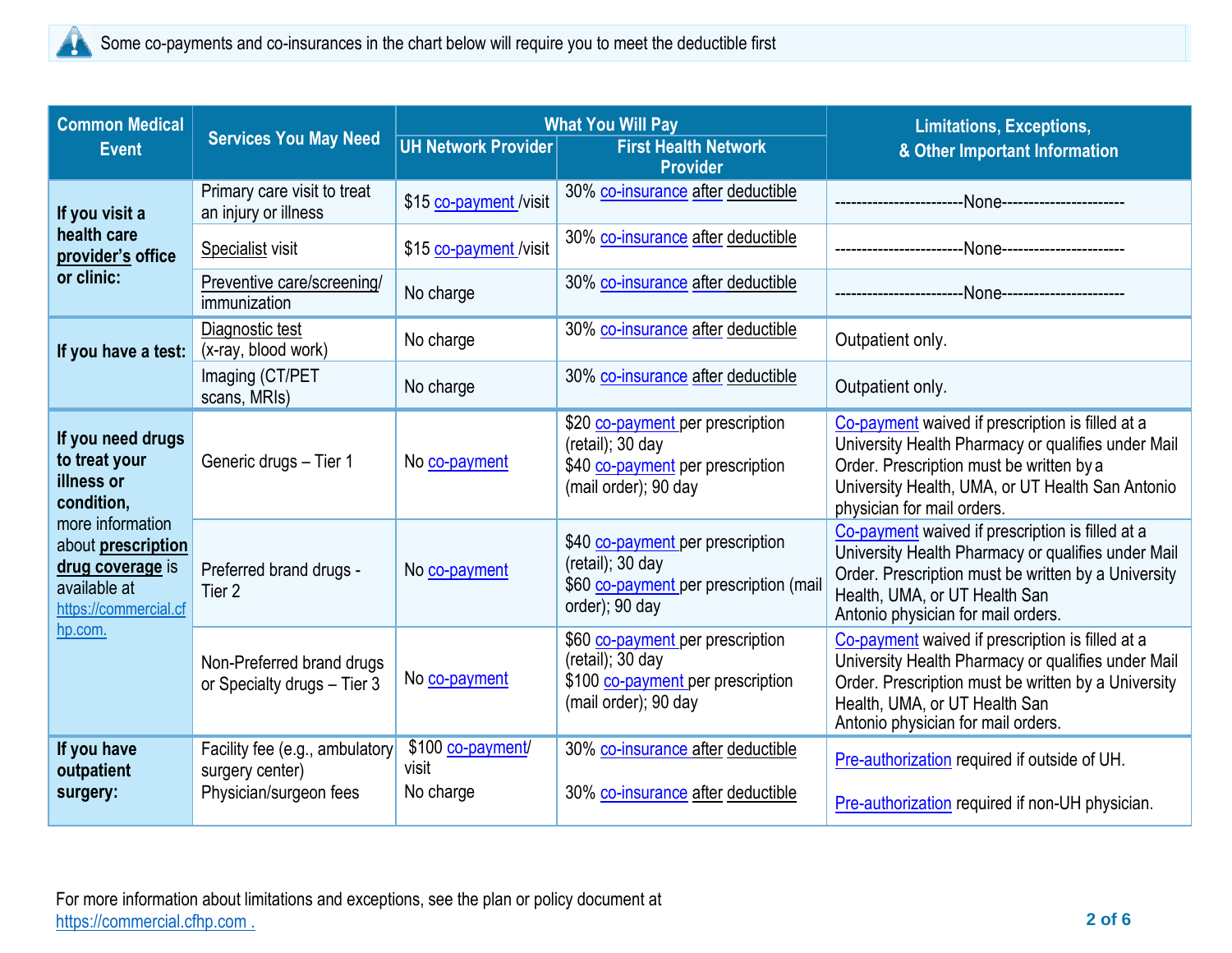Some co-payments and co-insurances in the chart below will require you to meet the deductible first

| Common Medical Event | Services You May Need | What You Will Pay | | Limitations, Exceptions, & Other Important Information |
|---|---|---|---|---|
| | | UH Network Provider | First Health Network Provider | |
| **If you visit a health care provider's office or clinic:** | Primary care visit to treat an injury or illness | $15 co-payment /visit | 30% co-insurance after deductible | ------------------------None---------------------- |
| | Specialist visit | $15 co-payment /visit | 30% co-insurance after deductible | ------------------------None---------------------- |
| | Preventive care/screening/ immunization | No charge | 30% co-insurance after deductible | ------------------------None---------------------- |
| **If you have a test:** | Diagnostic test (x-ray, blood work) | No charge | 30% co-insurance after deductible | Outpatient only. |
| | Imaging (CT/PET scans, MRIs) | No charge | 30% co-insurance after deductible | Outpatient only. |
| **If you need drugs to treat your illness or condition,** more information about **prescription drug coverage** is available at https://commercial.cfhp.com. | Generic drugs – Tier 1 | No co-payment | $20 co-payment per prescription (retail); 30 day<br>$40 co-payment per prescription (mail order); 90 day | Co-payment waived if prescription is filled at a University Health Pharmacy or qualifies under Mail Order. Prescription must be written by a University Health, UMA, or UT Health San Antonio physician for mail orders. |
| | Preferred brand drugs - Tier 2 | No co-payment | $40 co-payment per prescription (retail); 30 day<br>$60 co-payment per prescription (mail order); 90 day | Co-payment waived if prescription is filled at a University Health Pharmacy or qualifies under Mail Order. Prescription must be written by a University Health, UMA, or UT Health San Antonio physician for mail orders. |
| | Non-Preferred brand drugs or Specialty drugs – Tier 3 | No co-payment | $60 co-payment per prescription (retail); 30 day<br>$100 co-payment per prescription (mail order); 90 day | Co-payment waived if prescription is filled at a University Health Pharmacy or qualifies under Mail Order. Prescription must be written by a University Health, UMA, or UT Health San Antonio physician for mail orders. |
| **If you have outpatient surgery:** | Facility fee (e.g., ambulatory surgery center) | $100 co-payment/ visit | 30% co-insurance after deductible | Pre-authorization required if outside of UH. |
| | Physician/surgeon fees | No charge | 30% co-insurance after deductible | Pre-authorization required if non-UH physician. |

For more information about limitations and exceptions, see the plan or policy document at https://commercial.cfhp.com .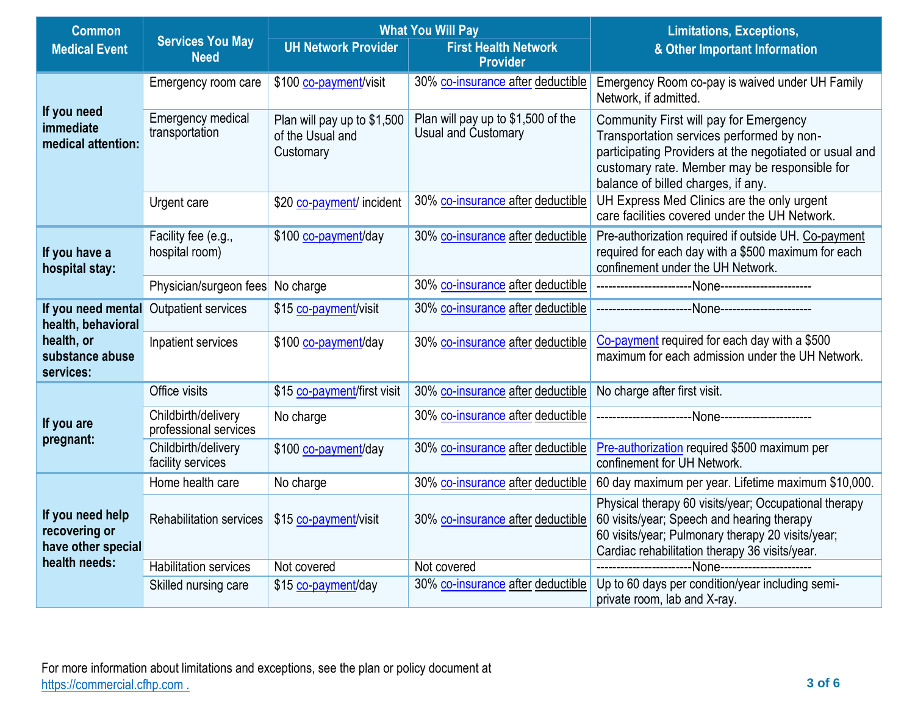| Common Medical Event | Services You May Need | What You Will Pay | | Limitations, Exceptions, & Other Important Information |
|---|---|---|---|---|
| | | UH Network Provider | First Health Network Provider | |
| **If you need immediate medical attention:** | Emergency room care | $100 co-payment/visit | 30% co-insurance after deductible | Emergency Room co-pay is waived under UH Family Network, if admitted. |
| | Emergency medical transportation | Plan will pay up to $1,500 of the Usual and Customary | Plan will pay up to $1,500 of the Usual and Customary | Community First will pay for Emergency Transportation services performed by non-participating Providers at the negotiated or usual and customary rate. Member may be responsible for balance of billed charges, if any. |
| | Urgent care | $20 co-payment/ incident | 30% co-insurance after deductible | UH Express Med Clinics are the only urgent care facilities covered under the UH Network. |
| **If you have a hospital stay:** | Facility fee (e.g., hospital room) | $100 co-payment/day | 30% co-insurance after deductible | Pre-authorization required if outside UH. Co-payment required for each day with a $500 maximum for each confinement under the UH Network. |
| | Physician/surgeon fees | No charge | 30% co-insurance after deductible | -----------------------None---------------------- |
| **If you need mental health, behavioral health, or substance abuse services:** | Outpatient services | $15 co-payment/visit | 30% co-insurance after deductible | -----------------------None---------------------- |
| | Inpatient services | $100 co-payment/day | 30% co-insurance after deductible | Co-payment required for each day with a $500 maximum for each admission under the UH Network. |
| **If you are pregnant:** | Office visits | $15 co-payment/first visit | 30% co-insurance after deductible | No charge after first visit. |
| | Childbirth/delivery professional services | No charge | 30% co-insurance after deductible | -----------------------None---------------------- |
| | Childbirth/delivery facility services | $100 co-payment/day | 30% co-insurance after deductible | Pre-authorization required $500 maximum per confinement for UH Network. |
| **If you need help recovering or have other special health needs:** | Home health care | No charge | 30% co-insurance after deductible | 60 day maximum per year. Lifetime maximum $10,000. |
| | Rehabilitation services | $15 co-payment/visit | 30% co-insurance after deductible | Physical therapy 60 visits/year; Occupational therapy 60 visits/year; Speech and hearing therapy 60 visits/year; Pulmonary therapy 20 visits/year; Cardiac rehabilitation therapy 36 visits/year. |
| | Habilitation services | Not covered | Not covered | -----------------------None---------------------- |
| | Skilled nursing care | $15 co-payment/day | 30% co-insurance after deductible | Up to 60 days per condition/year including semi-private room, lab and X-ray. |

For more information about limitations and exceptions, see the plan or policy document at https://commercial.cfhp.com .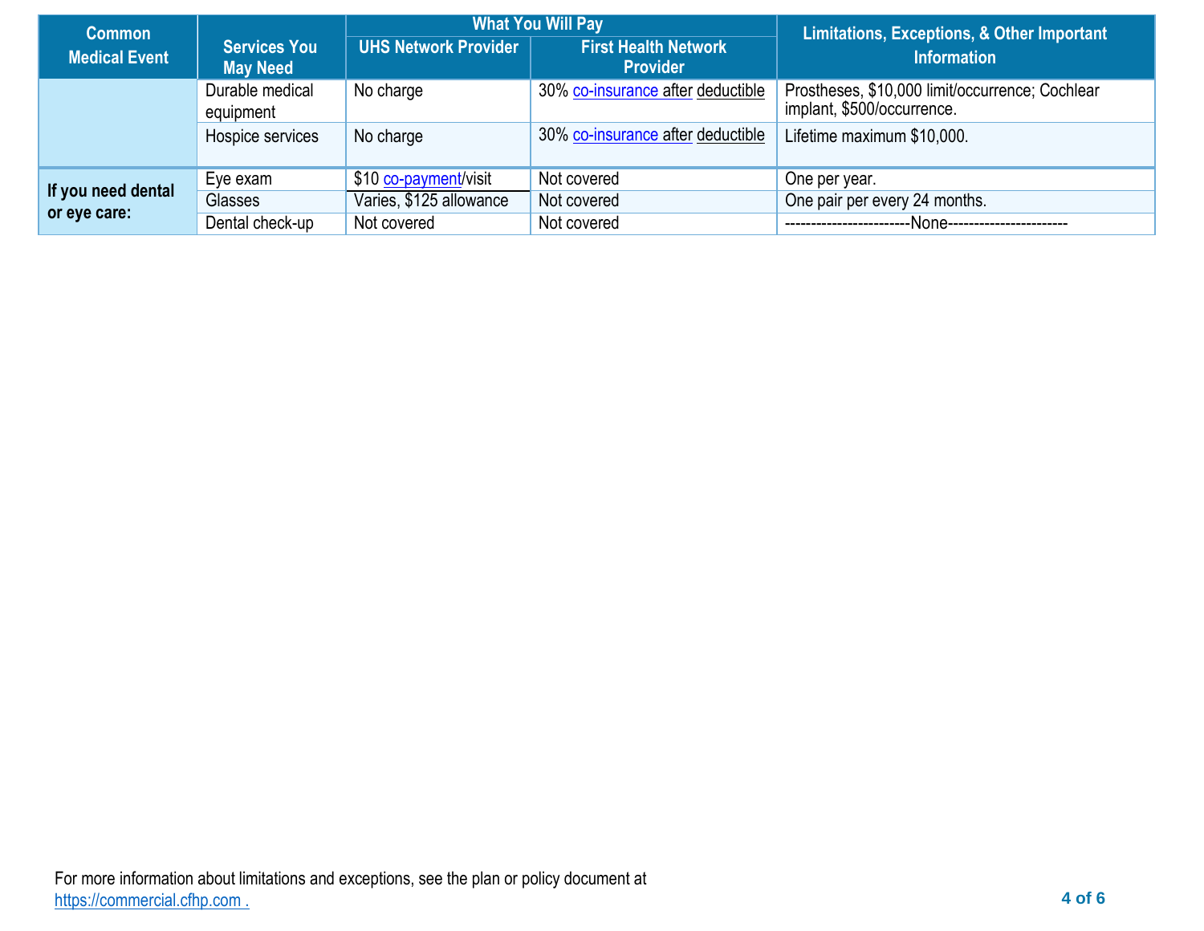| Common Medical Event | Services You May Need | What You Will Pay | | Limitations, Exceptions, & Other Important Information |
|---|---|---|---|---|
| | | UHS Network Provider | First Health Network Provider | |
| | Durable medical equipment | No charge | 30% co-insurance after deductible | Prostheses, $10,000 limit/occurrence; Cochlear implant, $500/occurrence. |
| | Hospice services | No charge | 30% co-insurance after deductible | Lifetime maximum $10,000. |
| **If you need dental or eye care:** | Eye exam | $10 co-payment/visit | Not covered | One per year. |
| | Glasses | Varies, $125 allowance | Not covered | One pair per every 24 months. |
| | Dental check-up | Not covered | Not covered | -----------------------None---------------------- |

For more information about limitations and exceptions, see the plan or policy document at https://commercial.cfhp.com .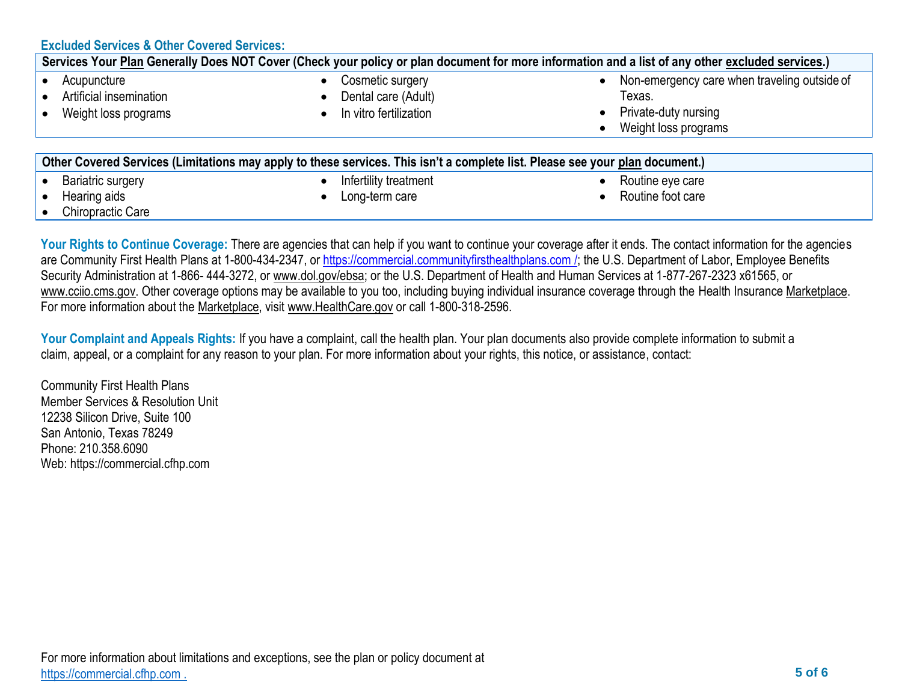### Excluded Services & Other Covered Services:

| Services Your Plan Generally Does NOT Cover (Check your policy or plan document for more information and a list of any other excluded services.) | | |
|---|---|---|
| • Acupuncture<br>• Artificial insemination<br>• Weight loss programs | • Cosmetic surgery<br>• Dental care (Adult)<br>• In vitro fertilization | • Non-emergency care when traveling outside of Texas.<br>• Private-duty nursing<br>• Weight loss programs |

| Other Covered Services (Limitations may apply to these services. This isn't a complete list. Please see your plan document.) | | |
|---|---|---|
| • Bariatric surgery<br>• Hearing aids<br>• Chiropractic Care | • Infertility treatment<br>• Long-term care | • Routine eye care<br>• Routine foot care |

**Your Rights to Continue Coverage:** There are agencies that can help if you want to continue your coverage after it ends. The contact information for the agencies are Community First Health Plans at 1-800-434-2347, or https://commercial.communityfirsthealthplans.com /; the U.S. Department of Labor, Employee Benefits Security Administration at 1-866- 444-3272, or www.dol.gov/ebsa; or the U.S. Department of Health and Human Services at 1-877-267-2323 x61565, or www.cciio.cms.gov. Other coverage options may be available to you too, including buying individual insurance coverage through the Health Insurance Marketplace. For more information about the Marketplace, visit www.HealthCare.gov or call 1-800-318-2596.

**Your Complaint and Appeals Rights:** If you have a complaint, call the health plan. Your plan documents also provide complete information to submit a claim, appeal, or a complaint for any reason to your plan. For more information about your rights, this notice, or assistance, contact:

Community First Health Plans
Member Services & Resolution Unit
12238 Silicon Drive, Suite 100
San Antonio, Texas 78249
Phone: 210.358.6090
Web: https://commercial.cfhp.com

For more information about limitations and exceptions, see the plan or policy document at https://commercial.cfhp.com .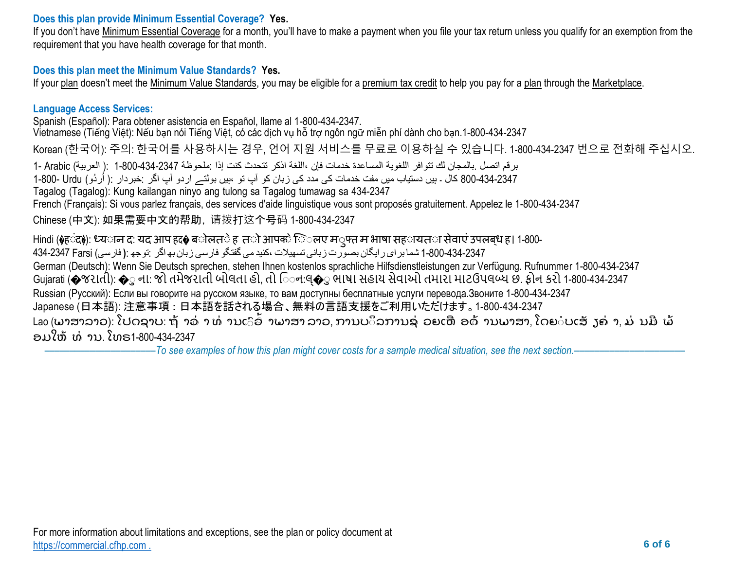**Does this plan provide Minimum Essential Coverage? Yes.**

If you don't have Minimum Essential Coverage for a month, you'll have to make a payment when you file your tax return unless you qualify for an exemption from the requirement that you have health coverage for that month.

**Does this plan meet the Minimum Value Standards? Yes.**

If your plan doesn't meet the Minimum Value Standards, you may be eligible for a premium tax credit to help you pay for a plan through the Marketplace.

**Language Access Services:**

Spanish (Español): Para obtener asistencia en Español, llame al 1-800-434-2347.
Vietnamese (Tiếng Việt): Nếu bạn nói Tiếng Việt, có các dịch vụ hỗ trợ ngôn ngữ miễn phí dành cho bạn.1-800-434-2347
Korean (한국어): 주의: 한국어를 사용하시는 경우, 언어 지원 서비스를 무료로 이용하실 수 있습니다. 1-800-434-2347 번으로 전화해 주십시오.
1- Arabic (العربية): 1-800-434-2347 ملحوظة: إذا كنت تتحدث اذكر اللغة، فإن خدمات المساعدة اللغوية تتوافر لك بالمجان. اتصل برقم
1-800- Urdu (اُردُو): خبردار: اگر آپ اردو بولتے ہیں، تو آپ کو زبان کی مدد کی خدمات مفت میں دستیاب ہیں ۔ کال 800-434-2347
Tagalog (Tagalog): Kung kailangan ninyo ang tulong sa Tagalog tumawag sa 434-2347
French (Français): Si vous parlez français, des services d'aide linguistique vous sont proposés gratuitement. Appelez le 1-800-434-2347
Chinese (中文): 如果需要中文的帮助，请拨打这个号码 1-800-434-2347
Hindi (हिंदी): ध्यान दें: यदि आप हिंदी बोलते हैं तो आपके लिए मुफ्त में भाषा सहायता सेवाएं उपलब्ध हैं। 1-800-434-2347 Farsi (فارسی): توجه: اگر به زبان فارسی گفتگو می کنید، تسهیلات زبانی بصورت رایگان برای شما 1-800-434-2347
German (Deutsch): Wenn Sie Deutsch sprechen, stehen Ihnen kostenlos sprachliche Hilfsdienstleistungen zur Verfügung. Rufnummer 1-800-434-2347
Gujarati (ગુજરાતી): સુચના: જો તમે ગુજરાતી બોલતા હો, તો નિ:શુલ્ક ભાષા સહાય સેવાઓ તમારા માટે ઉપલબ્ધ છે. ફોન કરો 1-800-434-2347
Russian (Русский): Если вы говорите на русском языке, то вам доступны бесплатные услуги перевода.Звоните 1-800-434-2347
Japanese (日本語): 注意事項：日本語を話される場合、無料の言語支援をご利用いただけます。1-800-434-2347
Lao (ພາສາລາວ): ໂປດຊາບ: ຖ້າວ່າ ທ່ານເວົ້າພາສາ ລາວ, ການບໍລິການຊ່ວຍເຫຼືອດ້ານພາສາ, ໂດຍບໍ່ເສັຽຄ່າ, ແມ່ນມີພ້ອມໃຫ້ທ່ານ. ໂທຣ1-800-434-2347

*To see examples of how this plan might cover costs for a sample medical situation, see the next section.*

For more information about limitations and exceptions, see the plan or policy document at https://commercial.cfhp.com .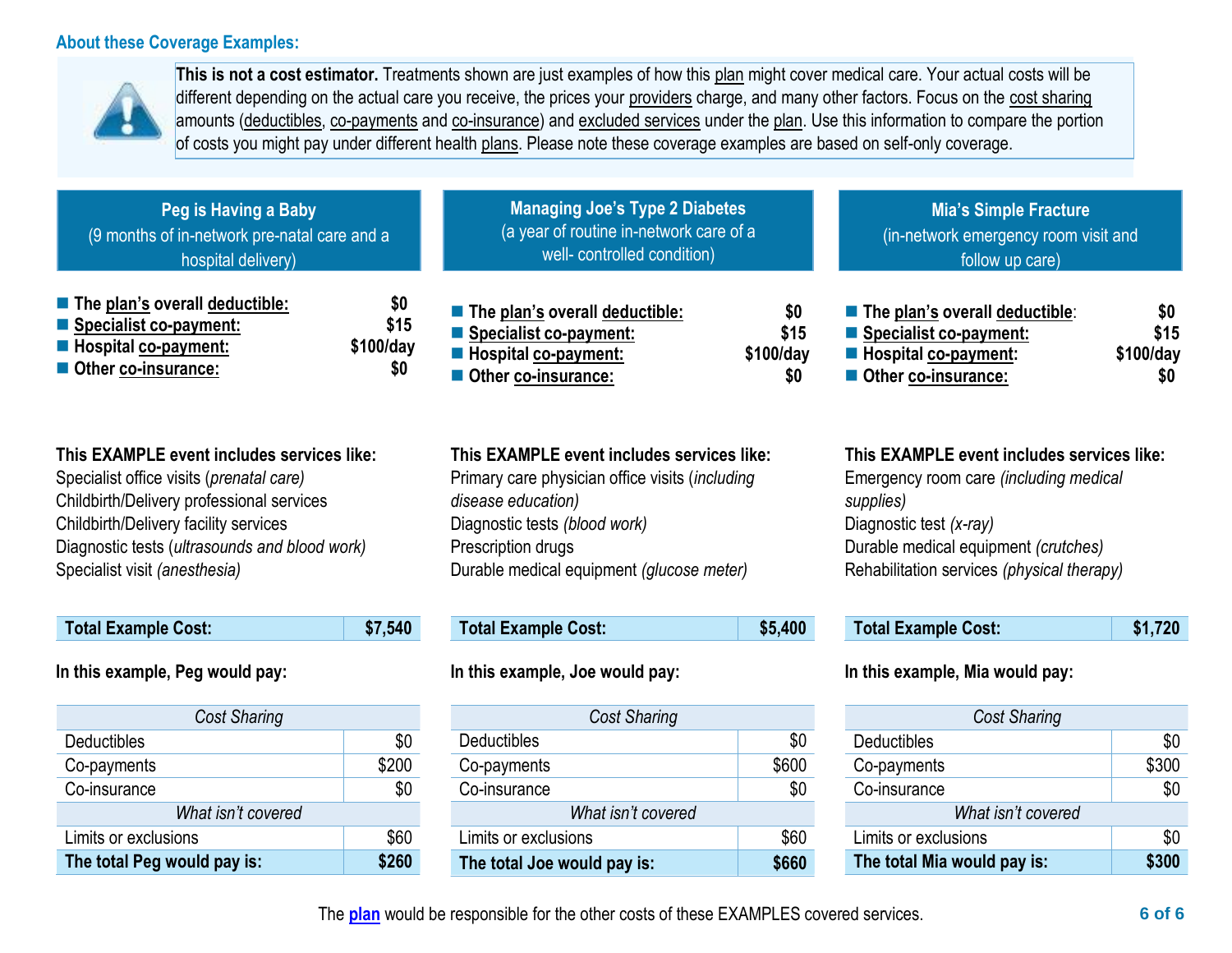### About these Coverage Examples:

**This is not a cost estimator.** Treatments shown are just examples of how this plan might cover medical care. Your actual costs will be different depending on the actual care you receive, the prices your providers charge, and many other factors. Focus on the cost sharing amounts (deductibles, co-payments and co-insurance) and excluded services under the plan. Use this information to compare the portion of costs you might pay under different health plans. Please note these coverage examples are based on self-only coverage.

## Peg is Having a Baby
(9 months of in-network pre-natal care and a hospital delivery)

- **The plan's overall deductible:** **$0**
- **Specialist co-payment:** **$15**
- **Hospital co-payment:** **$100/day**
- **Other co-insurance:** **$0**

**This EXAMPLE event includes services like:**
Specialist office visits (*prenatal care)*
Childbirth/Delivery professional services
Childbirth/Delivery facility services
Diagnostic tests (*ultrasounds and blood work)*
Specialist visit *(anesthesia)*

| **Total Example Cost:** | **$7,540** |
|---|---|

**In this example, Peg would pay:**

| *Cost Sharing* | |
|---|---|
| Deductibles | $0 |
| Co-payments | $200 |
| Co-insurance | $0 |
| *What isn't covered* | |
| Limits or exclusions | $60 |
| **The total Peg would pay is:** | **$260** |

## Managing Joe's Type 2 Diabetes
(a year of routine in-network care of a well- controlled condition)

- **The plan's overall deductible:** **$0**
- **Specialist co-payment:** **$15**
- **Hospital co-payment:** **$100/day**
- **Other co-insurance:** **$0**

**This EXAMPLE event includes services like:**
Primary care physician office visits (*including disease education)*
Diagnostic tests *(blood work)*
Prescription drugs
Durable medical equipment *(glucose meter)*

| **Total Example Cost:** | **$5,400** |
|---|---|

**In this example, Joe would pay:**

| *Cost Sharing* | |
|---|---|
| Deductibles | $0 |
| Co-payments | $600 |
| Co-insurance | $0 |
| *What isn't covered* | |
| Limits or exclusions | $60 |
| **The total Joe would pay is:** | **$660** |

## Mia's Simple Fracture
(in-network emergency room visit and follow up care)

- **The plan's overall deductible:** **$0**
- **Specialist co-payment:** **$15**
- **Hospital co-payment:** **$100/day**
- **Other co-insurance:** **$0**

**This EXAMPLE event includes services like:**
Emergency room care *(including medical supplies)*
Diagnostic test *(x-ray)*
Durable medical equipment *(crutches)*
Rehabilitation services *(physical therapy)*

| **Total Example Cost:** | **$1,720** |
|---|---|

**In this example, Mia would pay:**

| *Cost Sharing* | |
|---|---|
| Deductibles | $0 |
| Co-payments | $300 |
| Co-insurance | $0 |
| *What isn't covered* | |
| Limits or exclusions | $0 |
| **The total Mia would pay is:** | **$300** |

The **plan** would be responsible for the other costs of these EXAMPLES covered services.